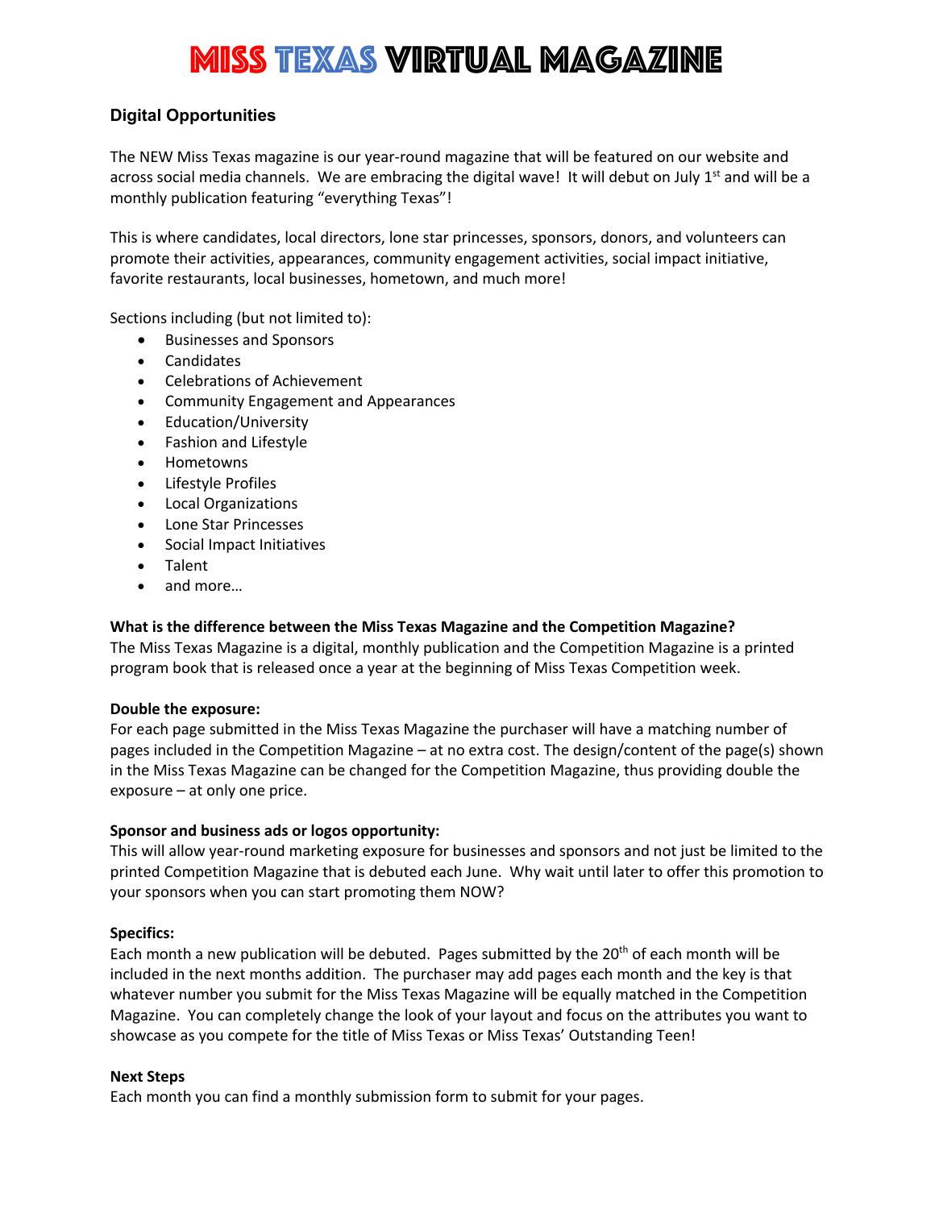# MISS TEXAS VIRTUAL MAGAZINE

## Digital Opportunities

The NEW Miss Texas magazine is our year-round magazine that will be featured on our website and across social media channels. We are embracing the digital wave! It will debut on July 1st and will be a monthly publication featuring "everything Texas"!

This is where candidates, local directors, lone star princesses, sponsors, donors, and volunteers can promote their activities, appearances, community engagement activities, social impact initiative, favorite restaurants, local businesses, hometown, and much more!

Sections including (but not limited to):

- Businesses and Sponsors
- Candidates
- Celebrations of Achievement
- Community Engagement and Appearances
- Education/University
- Fashion and Lifestyle
- Hometowns
- Lifestyle Profiles
- Local Organizations
- Lone Star Princesses
- Social Impact Initiatives
- Talent
- and more…

**What is the difference between the Miss Texas Magazine and the Competition Magazine?**
The Miss Texas Magazine is a digital, monthly publication and the Competition Magazine is a printed program book that is released once a year at the beginning of Miss Texas Competition week.

**Double the exposure:**
For each page submitted in the Miss Texas Magazine the purchaser will have a matching number of pages included in the Competition Magazine – at no extra cost. The design/content of the page(s) shown in the Miss Texas Magazine can be changed for the Competition Magazine, thus providing double the exposure – at only one price.

**Sponsor and business ads or logos opportunity:**
This will allow year-round marketing exposure for businesses and sponsors and not just be limited to the printed Competition Magazine that is debuted each June. Why wait until later to offer this promotion to your sponsors when you can start promoting them NOW?

**Specifics:**
Each month a new publication will be debuted. Pages submitted by the 20th of each month will be included in the next months addition. The purchaser may add pages each month and the key is that whatever number you submit for the Miss Texas Magazine will be equally matched in the Competition Magazine. You can completely change the look of your layout and focus on the attributes you want to showcase as you compete for the title of Miss Texas or Miss Texas' Outstanding Teen!

**Next Steps**
Each month you can find a monthly submission form to submit for your pages.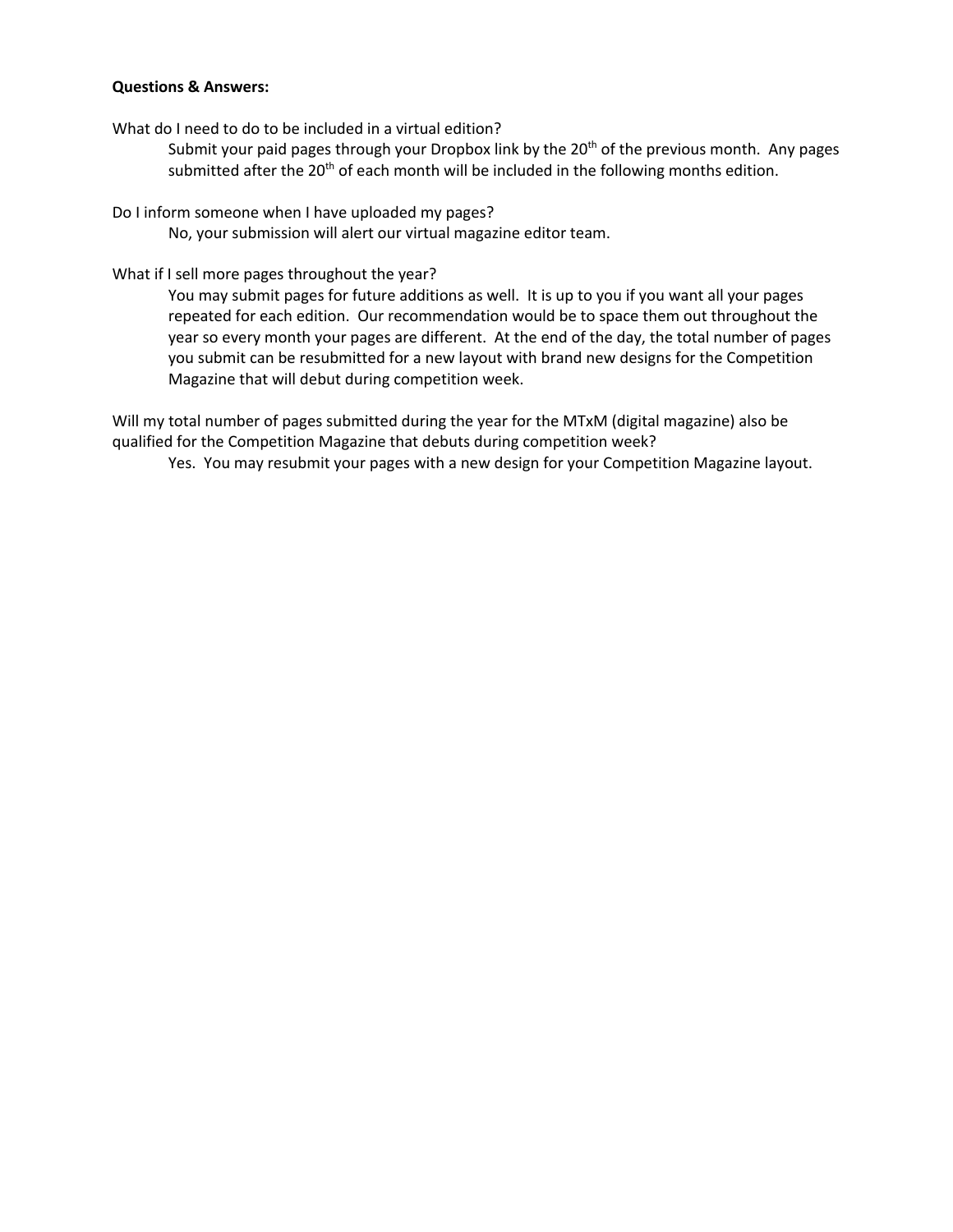**Questions & Answers:**

What do I need to do to be included in a virtual edition?

Submit your paid pages through your Dropbox link by the 20th of the previous month. Any pages submitted after the 20th of each month will be included in the following months edition.

Do I inform someone when I have uploaded my pages?

No, your submission will alert our virtual magazine editor team.

What if I sell more pages throughout the year?

You may submit pages for future additions as well. It is up to you if you want all your pages repeated for each edition. Our recommendation would be to space them out throughout the year so every month your pages are different. At the end of the day, the total number of pages you submit can be resubmitted for a new layout with brand new designs for the Competition Magazine that will debut during competition week.

Will my total number of pages submitted during the year for the MTxM (digital magazine) also be qualified for the Competition Magazine that debuts during competition week?

Yes. You may resubmit your pages with a new design for your Competition Magazine layout.